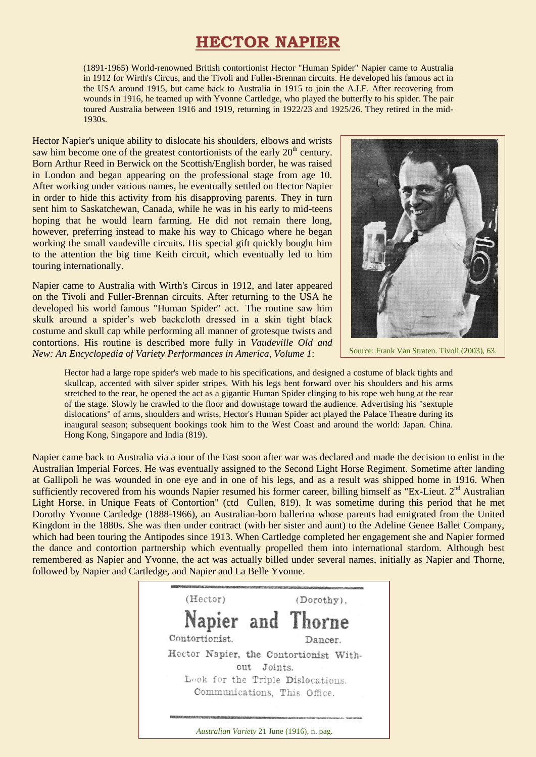# HECTOR NAPIER

(1891-1965) World-renowned British contortionist Hector "Human Spider" Napier came to Australia in 1912 for Wirth's Circus, and the Tivoli and Fuller-Brennan circuits. He developed his famous act in the USA around 1915, but came back to Australia in 1915 to join the A.I.F. After recovering from wounds in 1916, he teamed up with Yvonne Cartledge, who played the butterfly to his spider. The pair toured Australia between 1916 and 1919, returning in 1922/23 and 1925/26. They retired in the mid-1930s.

Hector Napier's unique ability to dislocate his shoulders, elbows and wrists saw him become one of the greatest contortionists of the early 20th century. Born Arthur Reed in Berwick on the Scottish/English border, he was raised in London and began appearing on the professional stage from age 10. After working under various names, he eventually settled on Hector Napier in order to hide this activity from his disapproving parents. They in turn sent him to Saskatchewan, Canada, while he was in his early to mid-teens hoping that he would learn farming. He did not remain there long, however, preferring instead to make his way to Chicago where he began working the small vaudeville circuits. His special gift quickly bought him to the attention the big time Keith circuit, which eventually led to him touring internationally.

Source: Frank Van Straten. Tivoli (2003), 63.

Napier came to Australia with Wirth's Circus in 1912, and later appeared on the Tivoli and Fuller-Brennan circuits. After returning to the USA he developed his world famous "Human Spider" act. The routine saw him skulk around a spider's web backcloth dressed in a skin tight black costume and skull cap while performing all manner of grotesque twists and contortions. His routine is described more fully in *Vaudeville Old and New: An Encyclopedia of Variety Performances in America, Volume 1*:

> Hector had a large rope spider's web made to his specifications, and designed a costume of black tights and skullcap, accented with silver spider stripes. With his legs bent forward over his shoulders and his arms stretched to the rear, he opened the act as a gigantic Human Spider clinging to his rope web hung at the rear of the stage. Slowly he crawled to the floor and downstage toward the audience. Advertising his "sextuple dislocations" of arms, shoulders and wrists, Hector's Human Spider act played the Palace Theatre during its inaugural season; subsequent bookings took him to the West Coast and around the world: Japan. China. Hong Kong, Singapore and India (819).

Napier came back to Australia via a tour of the East soon after war was declared and made the decision to enlist in the Australian Imperial Forces. He was eventually assigned to the Second Light Horse Regiment. Sometime after landing at Gallipoli he was wounded in one eye and in one of his legs, and as a result was shipped home in 1916. When sufficiently recovered from his wounds Napier resumed his former career, billing himself as "Ex-Lieut. 2nd Australian Light Horse, in Unique Feats of Contortion" (ctd Cullen, 819). It was sometime during this period that he met Dorothy Yvonne Cartledge (1888-1966), an Australian-born ballerina whose parents had emigrated from the United Kingdom in the 1880s. She was then under contract (with her sister and aunt) to the Adeline Genee Ballet Company, which had been touring the Antipodes since 1913. When Cartledge completed her engagement she and Napier formed the dance and contortion partnership which eventually propelled them into international stardom. Although best remembered as Napier and Yvonne, the act was actually billed under several names, initially as Napier and Thorne, followed by Napier and Cartledge, and Napier and La Belle Yvonne.

(Hector) (Dorothy).
Napier and Thorne
Contortionist. Dancer.
Hector Napier, the Contortionist Without Joints.
Look for the Triple Dislocations.
Communications, This Office.

*Australian Variety* 21 June (1916), n. pag.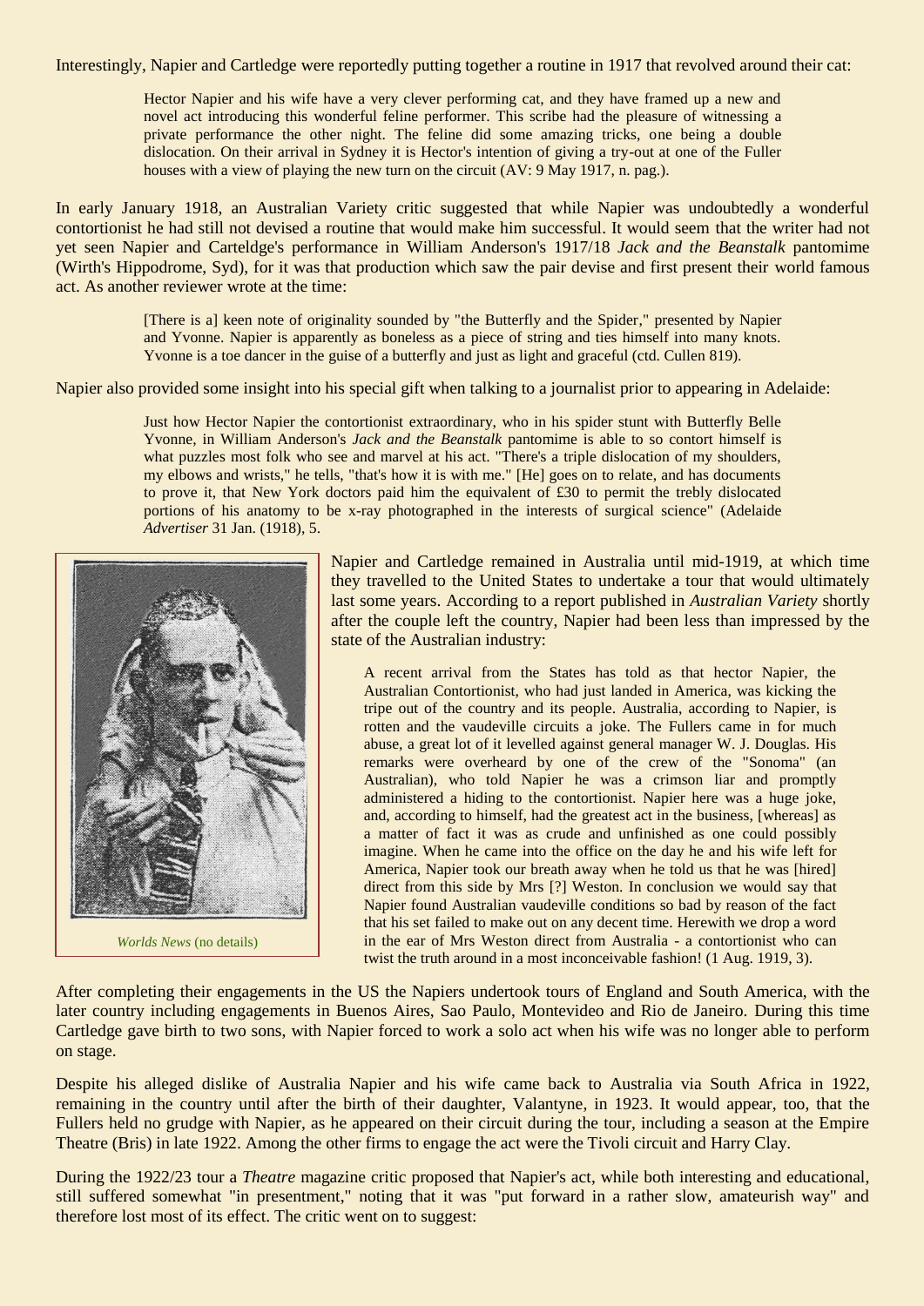Interestingly, Napier and Cartledge were reportedly putting together a routine in 1917 that revolved around their cat:

> Hector Napier and his wife have a very clever performing cat, and they have framed up a new and novel act introducing this wonderful feline performer. This scribe had the pleasure of witnessing a private performance the other night. The feline did some amazing tricks, one being a double dislocation. On their arrival in Sydney it is Hector's intention of giving a try-out at one of the Fuller houses with a view of playing the new turn on the circuit (AV: 9 May 1917, n. pag.).

In early January 1918, an Australian Variety critic suggested that while Napier was undoubtedly a wonderful contortionist he had still not devised a routine that would make him successful. It would seem that the writer had not yet seen Napier and Carteldge's performance in William Anderson's 1917/18 *Jack and the Beanstalk* pantomime (Wirth's Hippodrome, Syd), for it was that production which saw the pair devise and first present their world famous act. As another reviewer wrote at the time:

> [There is a] keen note of originality sounded by "the Butterfly and the Spider," presented by Napier and Yvonne. Napier is apparently as boneless as a piece of string and ties himself into many knots. Yvonne is a toe dancer in the guise of a butterfly and just as light and graceful (ctd. Cullen 819).

Napier also provided some insight into his special gift when talking to a journalist prior to appearing in Adelaide:

> Just how Hector Napier the contortionist extraordinary, who in his spider stunt with Butterfly Belle Yvonne, in William Anderson's *Jack and the Beanstalk* pantomime is able to so contort himself is what puzzles most folk who see and marvel at his act. "There's a triple dislocation of my shoulders, my elbows and wrists," he tells, "that's how it is with me." [He] goes on to relate, and has documents to prove it, that New York doctors paid him the equivalent of £30 to permit the trebly dislocated portions of his anatomy to be x-ray photographed in the interests of surgical science" (Adelaide *Advertiser* 31 Jan. (1918), 5.

*Worlds News* (no details)

Napier and Cartledge remained in Australia until mid-1919, at which time they travelled to the United States to undertake a tour that would ultimately last some years. According to a report published in *Australian Variety* shortly after the couple left the country, Napier had been less than impressed by the state of the Australian industry:

> A recent arrival from the States has told as that hector Napier, the Australian Contortionist, who had just landed in America, was kicking the tripe out of the country and its people. Australia, according to Napier, is rotten and the vaudeville circuits a joke. The Fullers came in for much abuse, a great lot of it levelled against general manager W. J. Douglas. His remarks were overheard by one of the crew of the "Sonoma" (an Australian), who told Napier he was a crimson liar and promptly administered a hiding to the contortionist. Napier here was a huge joke, and, according to himself, had the greatest act in the business, [whereas] as a matter of fact it was as crude and unfinished as one could possibly imagine. When he came into the office on the day he and his wife left for America, Napier took our breath away when he told us that he was [hired] direct from this side by Mrs [?] Weston. In conclusion we would say that Napier found Australian vaudeville conditions so bad by reason of the fact that his set failed to make out on any decent time. Herewith we drop a word in the ear of Mrs Weston direct from Australia - a contortionist who can twist the truth around in a most inconceivable fashion! (1 Aug. 1919, 3).

After completing their engagements in the US the Napiers undertook tours of England and South America, with the later country including engagements in Buenos Aires, Sao Paulo, Montevideo and Rio de Janeiro. During this time Cartledge gave birth to two sons, with Napier forced to work a solo act when his wife was no longer able to perform on stage.

Despite his alleged dislike of Australia Napier and his wife came back to Australia via South Africa in 1922, remaining in the country until after the birth of their daughter, Valantyne, in 1923. It would appear, too, that the Fullers held no grudge with Napier, as he appeared on their circuit during the tour, including a season at the Empire Theatre (Bris) in late 1922. Among the other firms to engage the act were the Tivoli circuit and Harry Clay.

During the 1922/23 tour a *Theatre* magazine critic proposed that Napier's act, while both interesting and educational, still suffered somewhat "in presentment," noting that it was "put forward in a rather slow, amateurish way" and therefore lost most of its effect. The critic went on to suggest: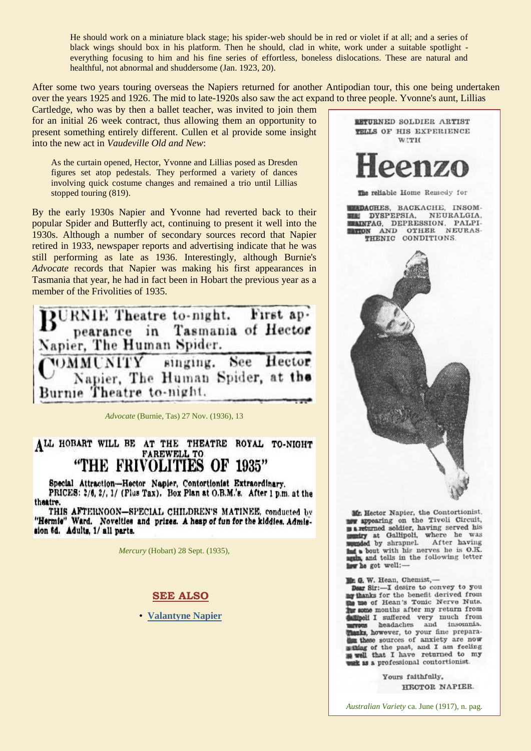> He should work on a miniature black stage; his spider-web should be in red or violet if at all; and a series of black wings should box in his platform. Then he should, clad in white, work under a suitable spotlight - everything focusing to him and his fine series of effortless, boneless dislocations. These are natural and healthful, not abnormal and shuddersome (Jan. 1923, 20).

After some two years touring overseas the Napiers returned for another Antipodian tour, this one being undertaken over the years 1925 and 1926. The mid to late-1920s also saw the act expand to three people. Yvonne's aunt, Lillias Cartledge, who was by then a ballet teacher, was invited to join them for an initial 26 week contract, thus allowing them an opportunity to present something entirely different. Cullen et al provide some insight into the new act in *Vaudeville Old and New*:

> As the curtain opened, Hector, Yvonne and Lillias posed as Dresden figures set atop pedestals. They performed a variety of dances involving quick costume changes and remained a trio until Lillias stopped touring (819).

By the early 1930s Napier and Yvonne had reverted back to their popular Spider and Butterfly act, continuing to present it well into the 1930s. Although a number of secondary sources record that Napier retired in 1933, newspaper reports and advertising indicate that he was still performing as late as 1936. Interestingly, although Burnie's *Advocate* records that Napier was making his first appearances in Tasmania that year, he had in fact been in Hobart the previous year as a member of the Frivolities of 1935.

BURNIE Theatre to-night. First appearance in Tasmania of Hector Napier, The Human Spider.

COMMUNITY singing. See Hector Napier, The Human Spider, at the Burnie Theatre to-night.

*Advocate* (Burnie, Tas) 27 Nov. (1936), 13

ALL HOBART WILL BE AT THE THEATRE ROYAL TO-NIGHT
FAREWELL TO
"THE FRIVOLITIES OF 1935"

Special Attraction—Hector Napier, Contortionist Extraordinary.
PRICES: 2/6, 2/, 1/ (Plus Tax). Box Plan at O.B.M.'s. After 1 p.m. at the theatre.
THIS AFTERNOON—SPECIAL CHILDREN'S MATINEE, conducted by "Hermie" Ward. Novelties and prizes. A heap of fun for the kiddies. Admission 6d. Adults, 1/ all parts.

*Mercury* (Hobart) 28 Sept. (1935),

RETURNED SOLDIER ARTIST TELLS OF HIS EXPERIENCE WITH

# Heenzo

The reliable Home Remedy for

HEADACHES, BACKACHE, INSOMNIA, DYSPEPSIA, NEURALGIA, BRAINFAG, DEPRESSION, PALPITATION AND OTHER NEURASTHENIC CONDITIONS.

Mr. Hector Napier, the Contortionist, now appearing on the Tivoli Circuit, is a returned soldier, having served his country at Gallipoli, where he was wounded by shrapnel. After having had a bout with his nerves he is O.K. again, and tells in the following letter how he got well:—

Mr. G. W. Hean, Chemist,—
Dear Sir:—I desire to convey to you my thanks for the benefit derived from the use of Hean's Tonic Nerve Nuts. For some months after my return from Gallipoli I suffered very much from nervous headaches and insomnia. Thanks, however, to your fine preparation these sources of anxiety are now a thing of the past, and I am feeling so well that I have returned to my work as a professional contortionist.

Yours faithfully,
HECTOR NAPIER.

*Australian Variety* ca. June (1917), n. pag.

## SEE ALSO

- **Valantyne Napier**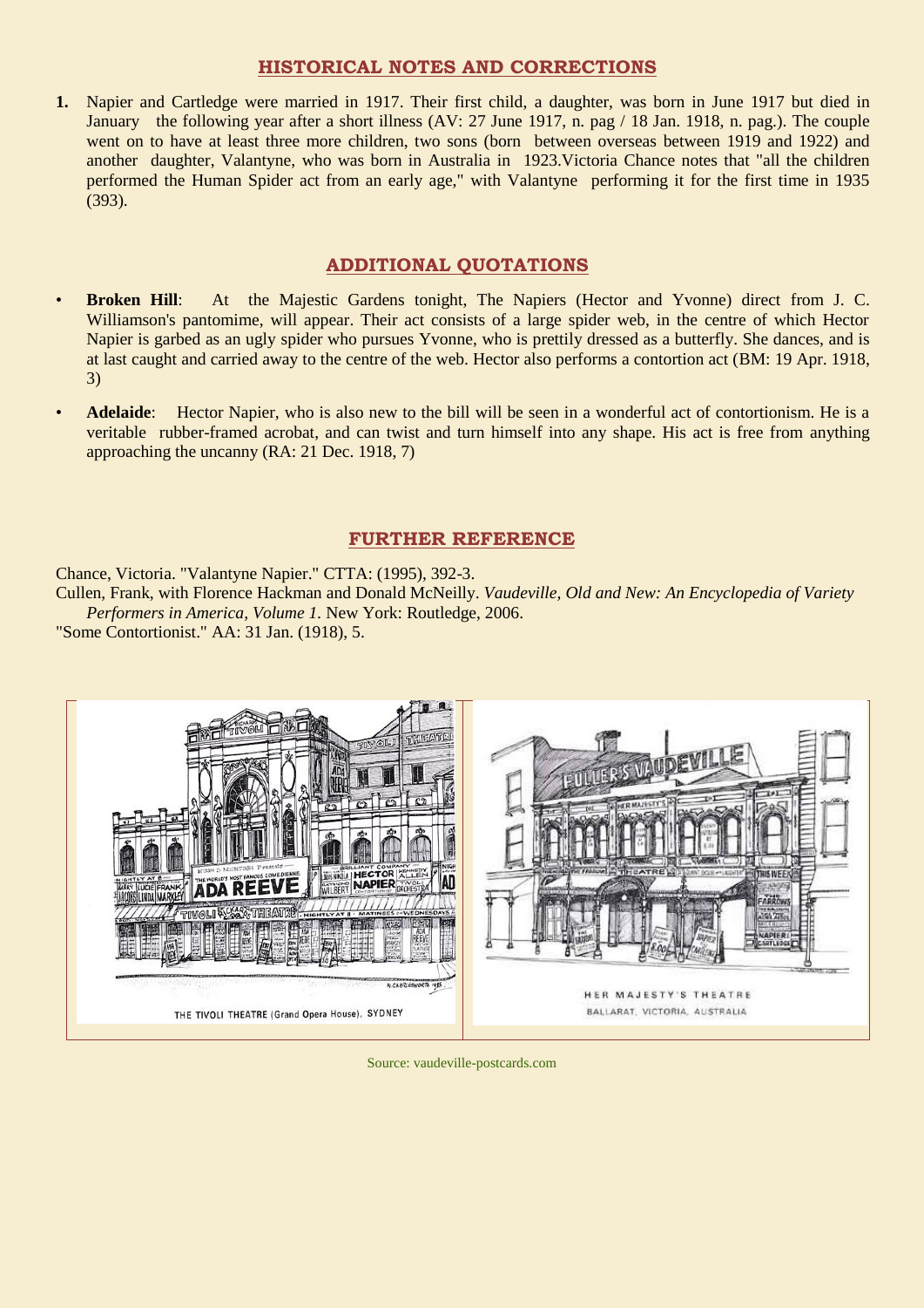## HISTORICAL NOTES AND CORRECTIONS

1. Napier and Cartledge were married in 1917. Their first child, a daughter, was born in June 1917 but died in January the following year after a short illness (AV: 27 June 1917, n. pag / 18 Jan. 1918, n. pag.). The couple went on to have at least three more children, two sons (born between overseas between 1919 and 1922) and another daughter, Valantyne, who was born in Australia in 1923.Victoria Chance notes that "all the children performed the Human Spider act from an early age," with Valantyne performing it for the first time in 1935 (393).

## ADDITIONAL QUOTATIONS

- **Broken Hill**: At the Majestic Gardens tonight, The Napiers (Hector and Yvonne) direct from J. C. Williamson's pantomime, will appear. Their act consists of a large spider web, in the centre of which Hector Napier is garbed as an ugly spider who pursues Yvonne, who is prettily dressed as a butterfly. She dances, and is at last caught and carried away to the centre of the web. Hector also performs a contortion act (BM: 19 Apr. 1918, 3)
- **Adelaide**: Hector Napier, who is also new to the bill will be seen in a wonderful act of contortionism. He is a veritable rubber-framed acrobat, and can twist and turn himself into any shape. His act is free from anything approaching the uncanny (RA: 21 Dec. 1918, 7)

## FURTHER REFERENCE

Chance, Victoria. "Valantyne Napier." CTTA: (1995), 392-3.

Cullen, Frank, with Florence Hackman and Donald McNeilly. *Vaudeville, Old and New: An Encyclopedia of Variety Performers in America, Volume 1.* New York: Routledge, 2006.

"Some Contortionist." AA: 31 Jan. (1918), 5.

THE TIVOLI THEATRE (Grand Opera House), SYDNEY

HER MAJESTY'S THEATRE BALLARAT, VICTORIA, AUSTRALIA

Source: vaudeville-postcards.com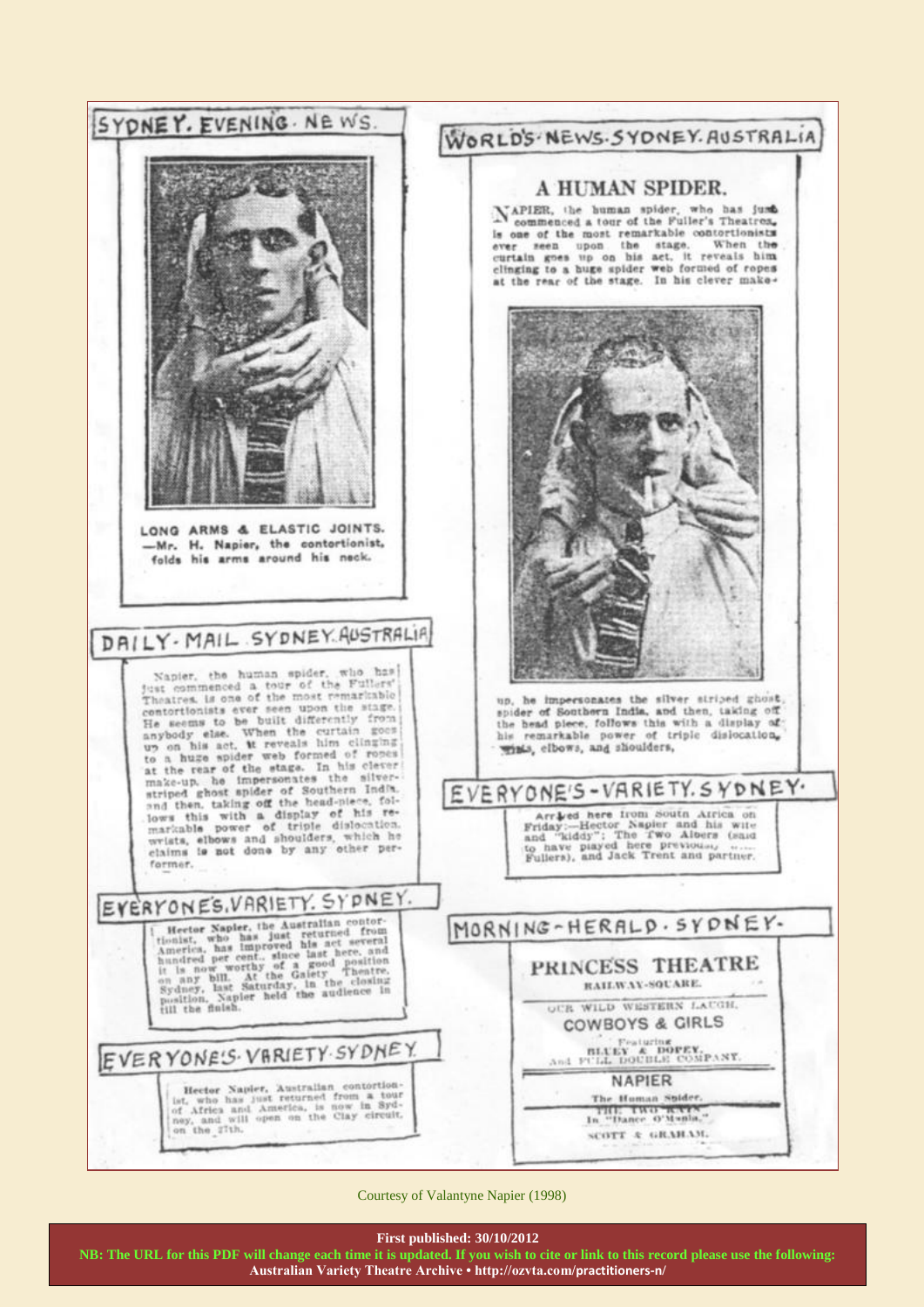## SYDNEY. EVENING. NEWS.

LONG ARMS & ELASTIC JOINTS.
—Mr. H. Napier, the contortionist, folds his arms around his neck.

## DAILY. MAIL. SYDNEY. AUSTRALIA

Napier, the human spider, who has just commenced a tour of the Fullers' Theatres, is one of the most remarkable contortionists ever seen upon the stage. He seems to be built differently from anybody else. When the curtain goes up on his act, it reveals him clinging to a huge spider web formed of ropes at the rear of the stage. In his clever make-up, he impersonates the silver-striped ghost spider of Southern India, and then, taking off the head-piece, follows this with a display of his remarkable power of triple dislocation, wrists, elbows and shoulders, which he claims is not done by any other performer.

## EVERYONES. VARIETY. SYDNEY.

Hector Napier, the Australian contortionist, who has just returned from America, has improved his act several hundred per cent., since last here, and it is now worthy of a good position on any bill. At the Gaiety Theatre, Sydney, last Saturday, in the closing position, Napier held the audience in till the finish.

## EVERYONE'S. VARIETY. SYDNEY.

Hector Napier, Australian contortionist, who has just returned from a tour of Africa and America, is now in Sydney, and will open on the Clay circuit, on the 27th.

## WORLD'S. NEWS. SYDNEY. AUSTRALIA

### A HUMAN SPIDER.

NAPIER, the human spider, who has just commenced a tour of the Fuller's Theatres, is one of the most remarkable contortionists ever seen upon the stage. When the curtain goes up on his act, it reveals him clinging to a huge spider web formed of ropes at the rear of the stage. In his clever make-up, he impersonates the silver striped ghost spider of Southern India, and then, taking off the head piece, follows this with a display of his remarkable power of triple dislocation, wrists, elbows, and shoulders,

## EVERYONE'S - VARIETY. SYDNEY.

Arrived here from South Africa on Friday:—Hector Napier and his wife and "kiddy"; The Two Albers (said to have played here previously, ..... Fullers), and Jack Trent and partner.

## MORNING - HERALD. SYDNEY.

**PRINCESS THEATRE**
RAILWAY-SQUARE.

OUR WILD WESTERN LAUGH,
**COWBOYS & GIRLS**
Featuring
BLUEY & DOPEY,
And FULL DOUBLE COMPANY.

**NAPIER**
The Human Spider.
THE TWO .....
In "Dance O'Mania."
SCOTT & GRAHAM.

Courtesy of Valantyne Napier (1998)

**First published: 30/10/2012**
**NB: The URL for this PDF will change each time it is updated. If you wish to cite or link to this record please use the following: Australian Variety Theatre Archive • http://ozvta.com/practitioners-n/**